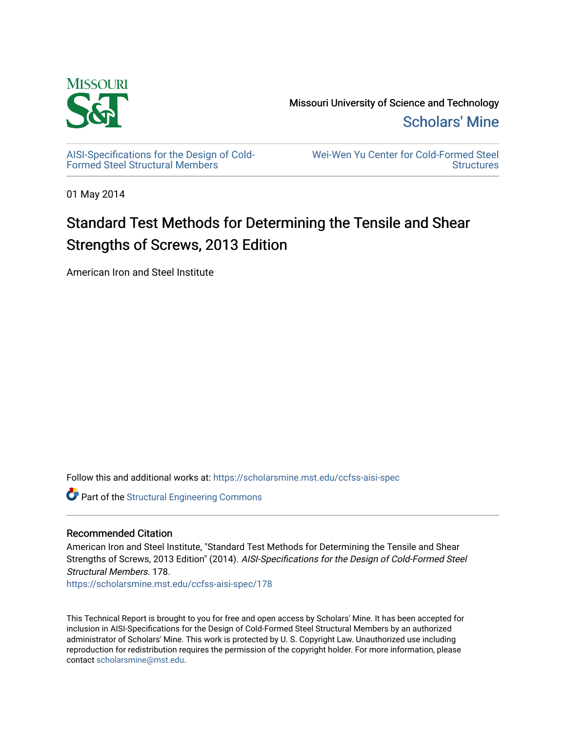Missouri University of Science and Technology

Scholars' Mine

AISI-Specifications for the Design of Cold-Formed Steel Structural Members

Wei-Wen Yu Center for Cold-Formed Steel Structures

01 May 2014

# Standard Test Methods for Determining the Tensile and Shear Strengths of Screws, 2013 Edition

American Iron and Steel Institute

Follow this and additional works at: https://scholarsmine.mst.edu/ccfss-aisi-spec

Part of the Structural Engineering Commons

## Recommended Citation

American Iron and Steel Institute, "Standard Test Methods for Determining the Tensile and Shear Strengths of Screws, 2013 Edition" (2014). *AISI-Specifications for the Design of Cold-Formed Steel Structural Members*. 178.
https://scholarsmine.mst.edu/ccfss-aisi-spec/178

This Technical Report is brought to you for free and open access by Scholars' Mine. It has been accepted for inclusion in AISI-Specifications for the Design of Cold-Formed Steel Structural Members by an authorized administrator of Scholars' Mine. This work is protected by U. S. Copyright Law. Unauthorized use including reproduction for redistribution requires the permission of the copyright holder. For more information, please contact scholarsmine@mst.edu.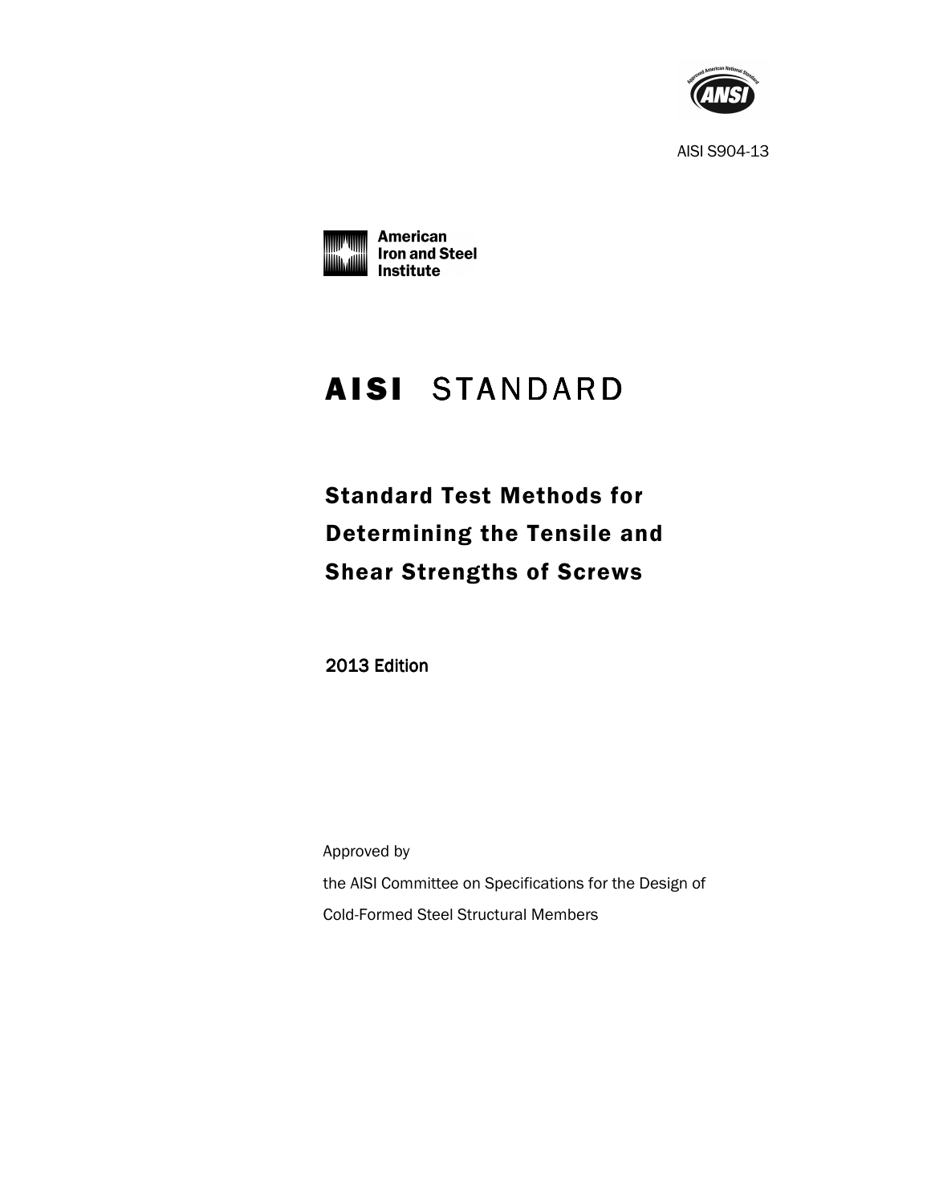AISI S904-13

American Iron and Steel Institute

# AISI STANDARD

## Standard Test Methods for Determining the Tensile and Shear Strengths of Screws

2013 Edition

Approved by

the AISI Committee on Specifications for the Design of Cold-Formed Steel Structural Members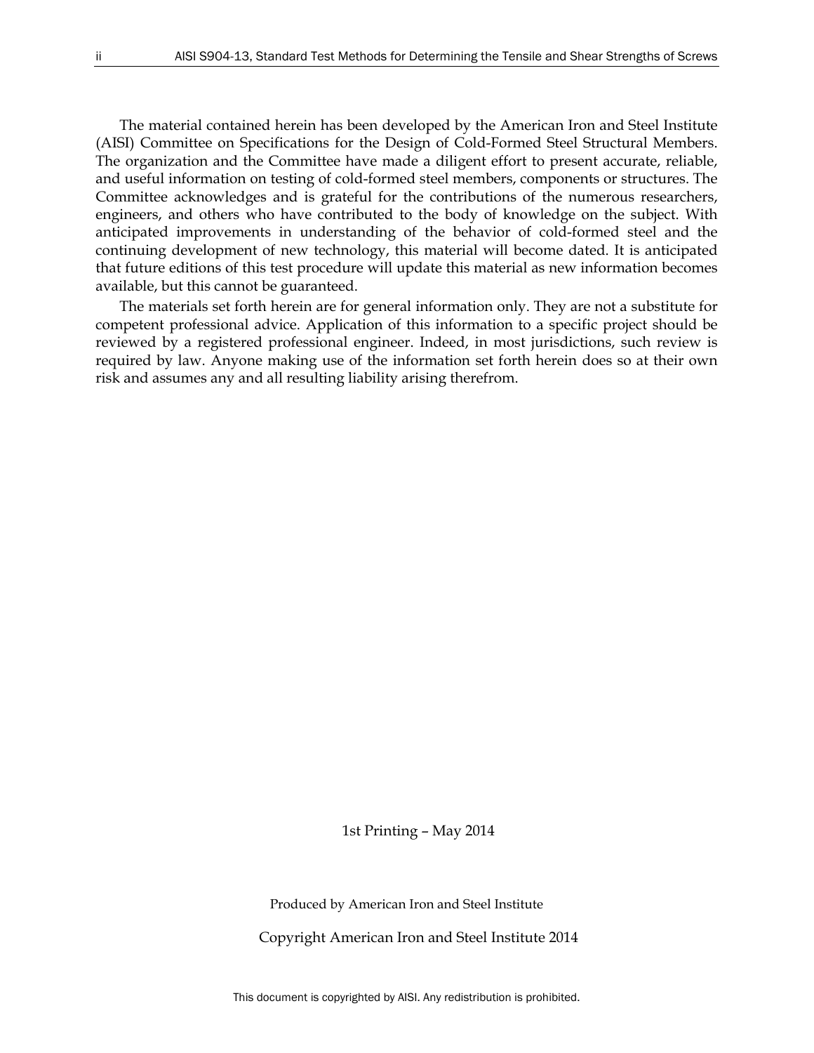The material contained herein has been developed by the American Iron and Steel Institute (AISI) Committee on Specifications for the Design of Cold-Formed Steel Structural Members. The organization and the Committee have made a diligent effort to present accurate, reliable, and useful information on testing of cold-formed steel members, components or structures. The Committee acknowledges and is grateful for the contributions of the numerous researchers, engineers, and others who have contributed to the body of knowledge on the subject. With anticipated improvements in understanding of the behavior of cold-formed steel and the continuing development of new technology, this material will become dated. It is anticipated that future editions of this test procedure will update this material as new information becomes available, but this cannot be guaranteed.

The materials set forth herein are for general information only. They are not a substitute for competent professional advice. Application of this information to a specific project should be reviewed by a registered professional engineer. Indeed, in most jurisdictions, such review is required by law. Anyone making use of the information set forth herein does so at their own risk and assumes any and all resulting liability arising therefrom.

1st Printing – May 2014

Produced by American Iron and Steel Institute

Copyright American Iron and Steel Institute 2014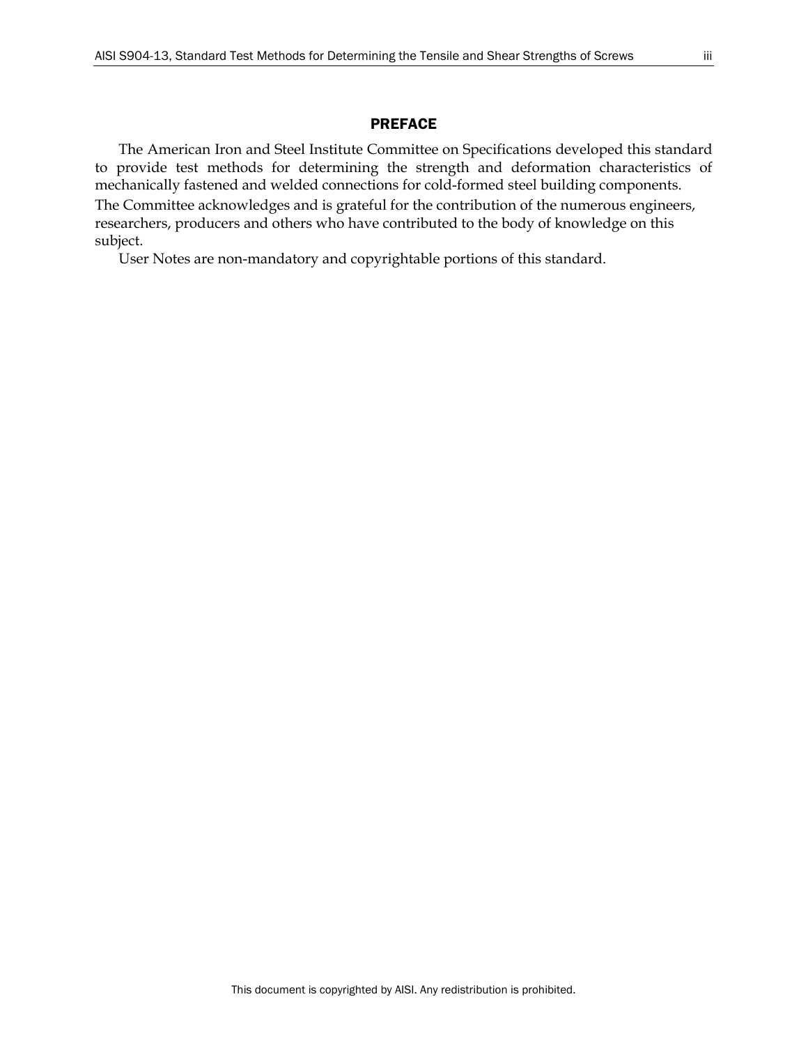## PREFACE

The American Iron and Steel Institute Committee on Specifications developed this standard to provide test methods for determining the strength and deformation characteristics of mechanically fastened and welded connections for cold-formed steel building components. The Committee acknowledges and is grateful for the contribution of the numerous engineers, researchers, producers and others who have contributed to the body of knowledge on this subject.

User Notes are non-mandatory and copyrightable portions of this standard.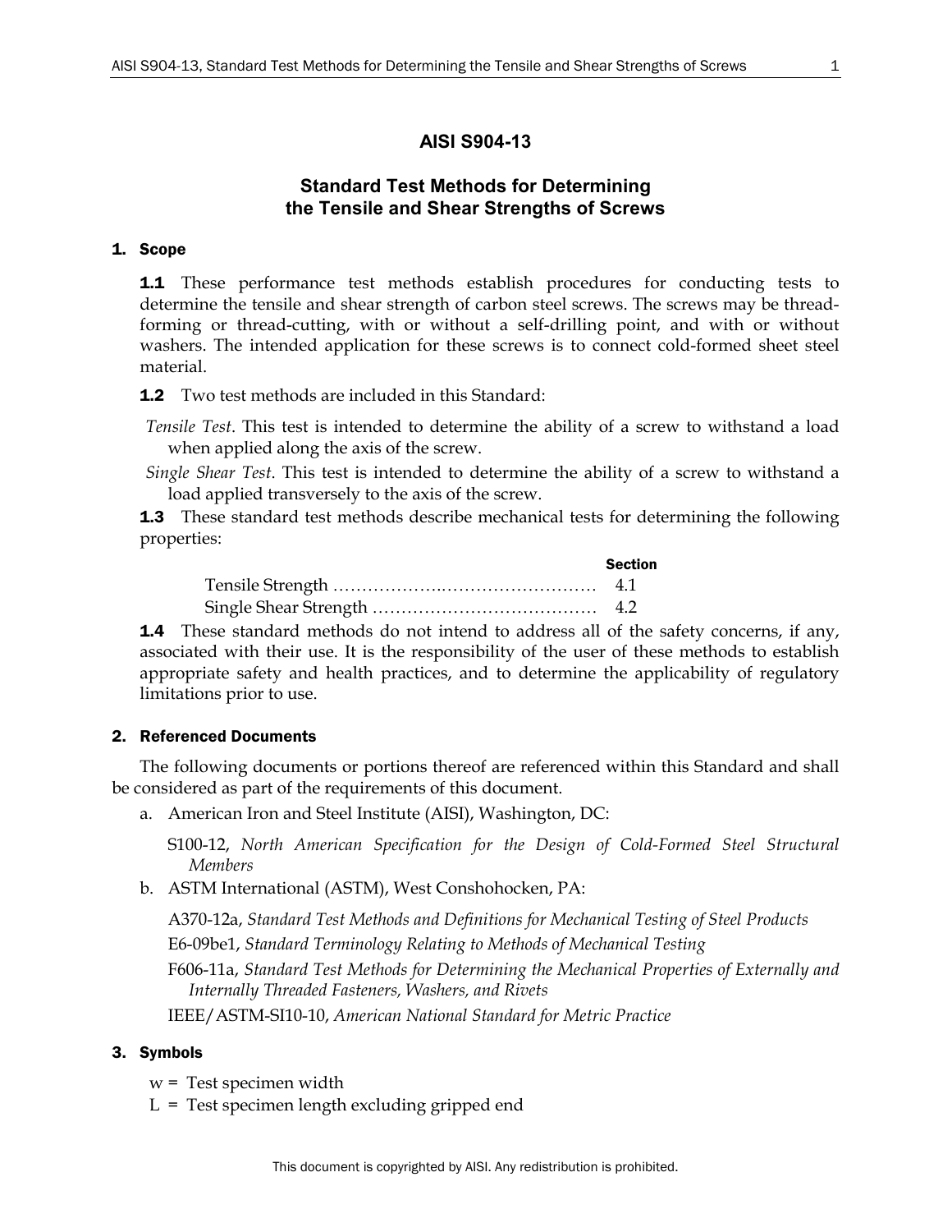# AISI S904-13

## Standard Test Methods for Determining the Tensile and Shear Strengths of Screws

### 1. Scope

**1.1** These performance test methods establish procedures for conducting tests to determine the tensile and shear strength of carbon steel screws. The screws may be thread-forming or thread-cutting, with or without a self-drilling point, and with or without washers. The intended application for these screws is to connect cold-formed sheet steel material.

**1.2** Two test methods are included in this Standard:

*Tensile Test*. This test is intended to determine the ability of a screw to withstand a load when applied along the axis of the screw.

*Single Shear Test*. This test is intended to determine the ability of a screw to withstand a load applied transversely to the axis of the screw.

**1.3** These standard test methods describe mechanical tests for determining the following properties:

| | Section |
|---|---|
| Tensile Strength ……………….……………………… | 4.1 |
| Single Shear Strength ………………………………… | 4.2 |

**1.4** These standard methods do not intend to address all of the safety concerns, if any, associated with their use. It is the responsibility of the user of these methods to establish appropriate safety and health practices, and to determine the applicability of regulatory limitations prior to use.

### 2. Referenced Documents

The following documents or portions thereof are referenced within this Standard and shall be considered as part of the requirements of this document.

a. American Iron and Steel Institute (AISI), Washington, DC:

S100-12, *North American Specification for the Design of Cold-Formed Steel Structural Members*

b. ASTM International (ASTM), West Conshohocken, PA:

A370-12a, *Standard Test Methods and Definitions for Mechanical Testing of Steel Products*

E6-09be1, *Standard Terminology Relating to Methods of Mechanical Testing*

F606-11a, *Standard Test Methods for Determining the Mechanical Properties of Externally and Internally Threaded Fasteners, Washers, and Rivets*

IEEE/ASTM-SI10-10, *American National Standard for Metric Practice*

### 3. Symbols

$w$ = Test specimen width

$L$ = Test specimen length excluding gripped end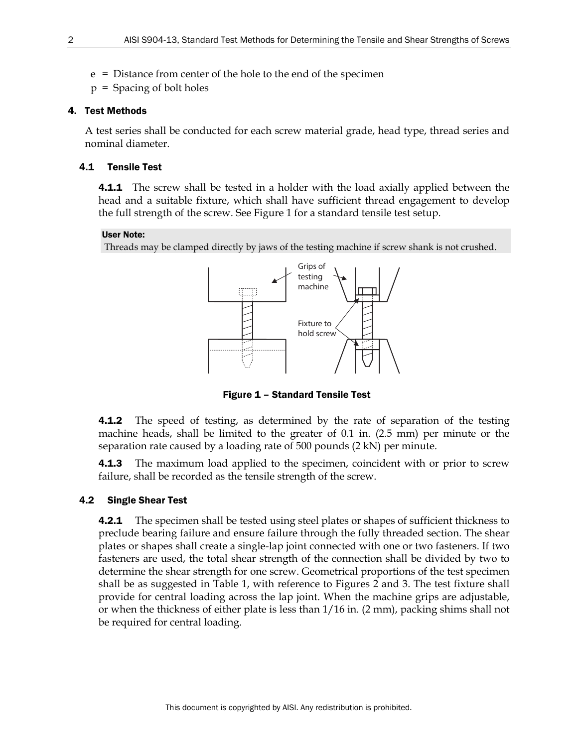e = Distance from center of the hole to the end of the specimen

p = Spacing of bolt holes

## 4. Test Methods

A test series shall be conducted for each screw material grade, head type, thread series and nominal diameter.

### 4.1 Tensile Test

**4.1.1** The screw shall be tested in a holder with the load axially applied between the head and a suitable fixture, which shall have sufficient thread engagement to develop the full strength of the screw. See Figure 1 for a standard tensile test setup.

**User Note:**

Threads may be clamped directly by jaws of the testing machine if screw shank is not crushed.

Grips of testing machine

Fixture to hold screw

**Figure 1 – Standard Tensile Test**

**4.1.2** The speed of testing, as determined by the rate of separation of the testing machine heads, shall be limited to the greater of 0.1 in. (2.5 mm) per minute or the separation rate caused by a loading rate of 500 pounds (2 kN) per minute.

**4.1.3** The maximum load applied to the specimen, coincident with or prior to screw failure, shall be recorded as the tensile strength of the screw.

### 4.2 Single Shear Test

**4.2.1** The specimen shall be tested using steel plates or shapes of sufficient thickness to preclude bearing failure and ensure failure through the fully threaded section. The shear plates or shapes shall create a single-lap joint connected with one or two fasteners. If two fasteners are used, the total shear strength of the connection shall be divided by two to determine the shear strength for one screw. Geometrical proportions of the test specimen shall be as suggested in Table 1, with reference to Figures 2 and 3. The test fixture shall provide for central loading across the lap joint. When the machine grips are adjustable, or when the thickness of either plate is less than 1/16 in. (2 mm), packing shims shall not be required for central loading.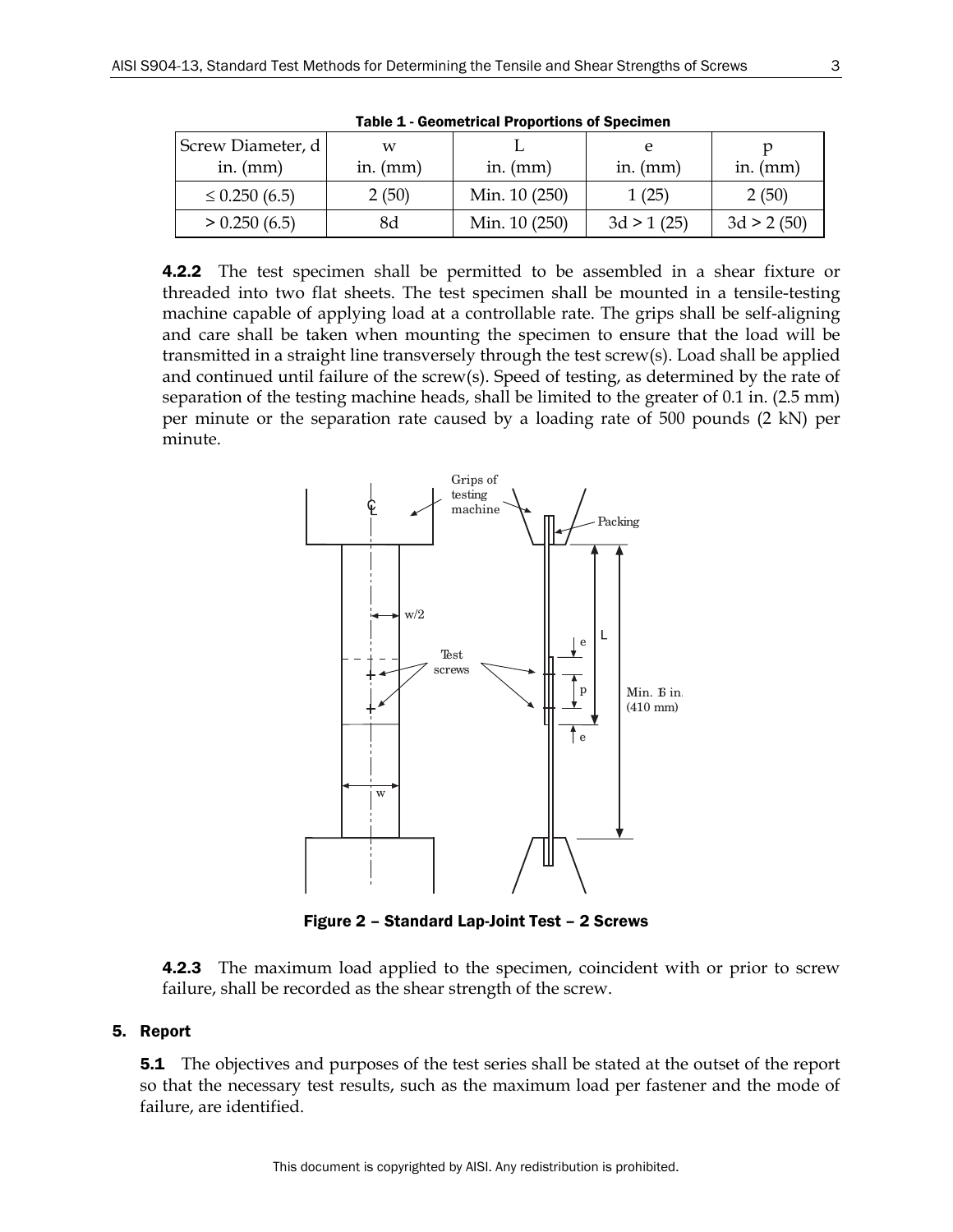**Table 1 - Geometrical Proportions of Specimen**

| Screw Diameter, d in. (mm) | w in. (mm) | L in. (mm) | e in. (mm) | p in. (mm) |
|---|---|---|---|---|
| ≤ 0.250 (6.5) | 2 (50) | Min. 10 (250) | 1 (25) | 2 (50) |
| > 0.250 (6.5) | 8d | Min. 10 (250) | 3d > 1 (25) | 3d > 2 (50) |

**4.2.2** The test specimen shall be permitted to be assembled in a shear fixture or threaded into two flat sheets. The test specimen shall be mounted in a tensile-testing machine capable of applying load at a controllable rate. The grips shall be self-aligning and care shall be taken when mounting the specimen to ensure that the load will be transmitted in a straight line transversely through the test screw(s). Load shall be applied and continued until failure of the screw(s). Speed of testing, as determined by the rate of separation of the testing machine heads, shall be limited to the greater of 0.1 in. (2.5 mm) per minute or the separation rate caused by a loading rate of 500 pounds (2 kN) per minute.

**Figure 2 – Standard Lap-Joint Test – 2 Screws**

**4.2.3** The maximum load applied to the specimen, coincident with or prior to screw failure, shall be recorded as the shear strength of the screw.

## 5. Report

**5.1** The objectives and purposes of the test series shall be stated at the outset of the report so that the necessary test results, such as the maximum load per fastener and the mode of failure, are identified.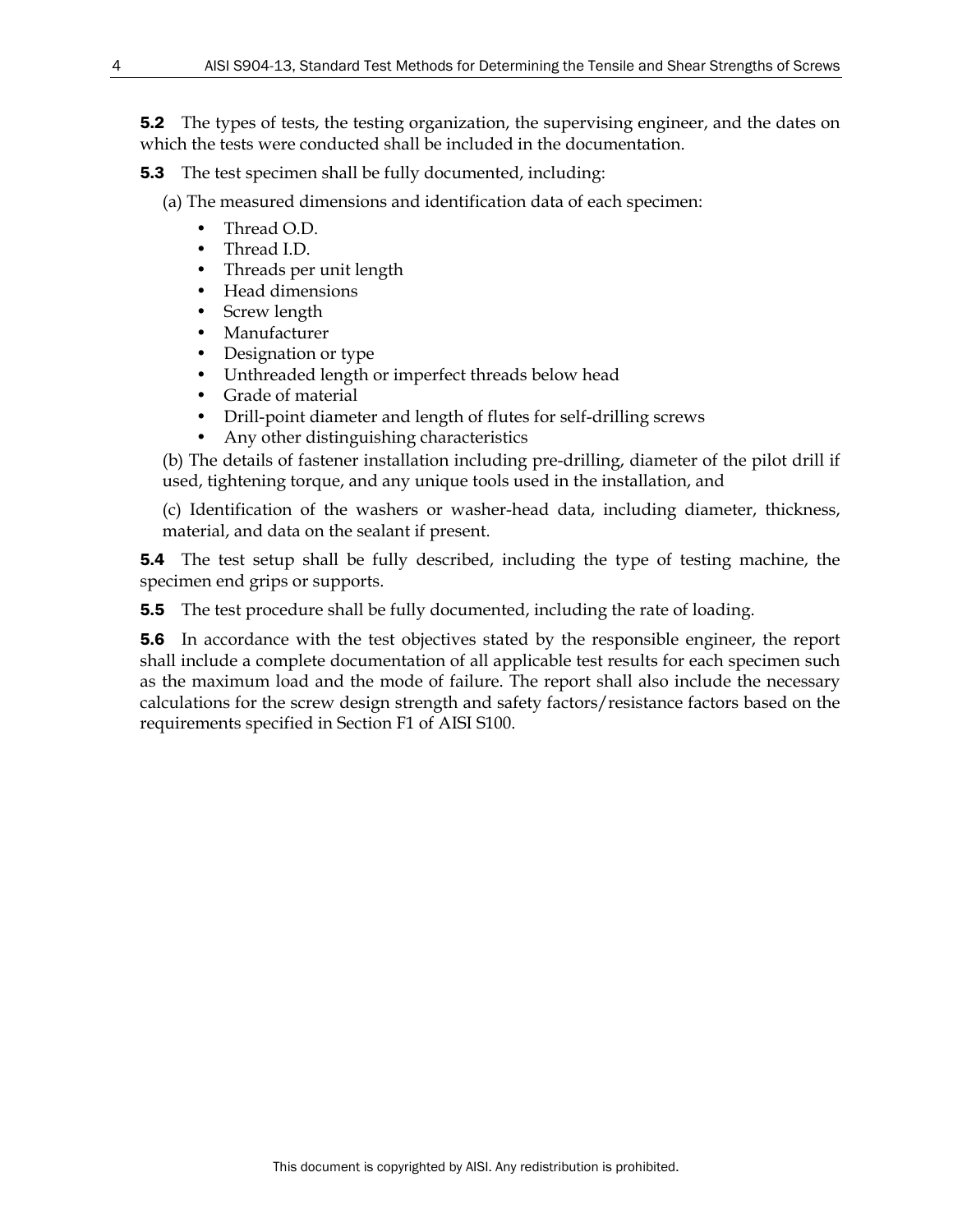**5.2** The types of tests, the testing organization, the supervising engineer, and the dates on which the tests were conducted shall be included in the documentation.

**5.3** The test specimen shall be fully documented, including:

(a) The measured dimensions and identification data of each specimen:

- Thread O.D.
- Thread I.D.
- Threads per unit length
- Head dimensions
- Screw length
- Manufacturer
- Designation or type
- Unthreaded length or imperfect threads below head
- Grade of material
- Drill-point diameter and length of flutes for self-drilling screws
- Any other distinguishing characteristics

(b) The details of fastener installation including pre-drilling, diameter of the pilot drill if used, tightening torque, and any unique tools used in the installation, and

(c) Identification of the washers or washer-head data, including diameter, thickness, material, and data on the sealant if present.

**5.4** The test setup shall be fully described, including the type of testing machine, the specimen end grips or supports.

**5.5** The test procedure shall be fully documented, including the rate of loading.

**5.6** In accordance with the test objectives stated by the responsible engineer, the report shall include a complete documentation of all applicable test results for each specimen such as the maximum load and the mode of failure. The report shall also include the necessary calculations for the screw design strength and safety factors/resistance factors based on the requirements specified in Section F1 of AISI S100.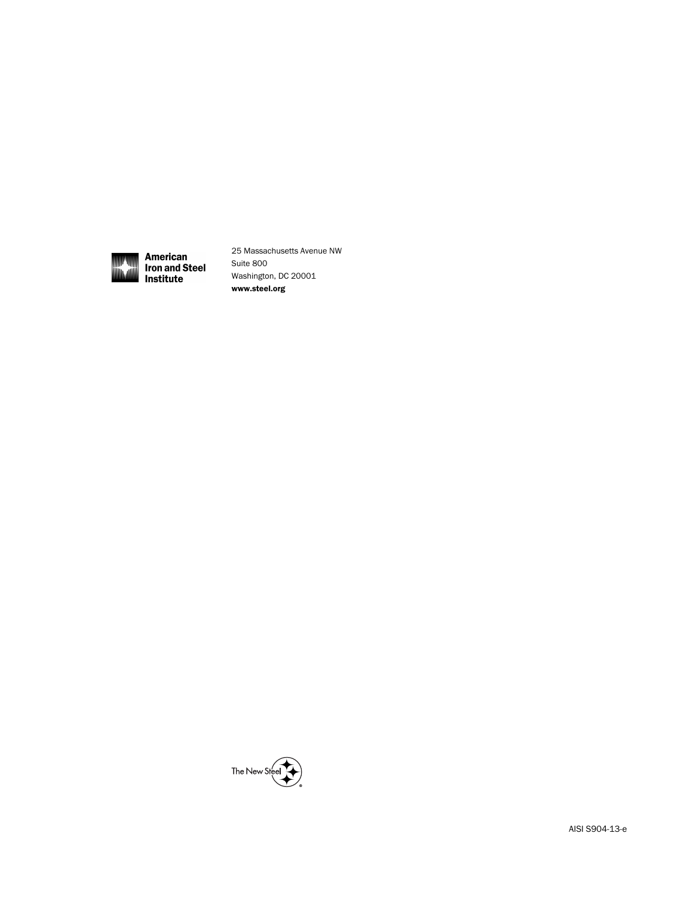American Iron and Steel Institute

25 Massachusetts Avenue NW
Suite 800
Washington, DC 20001
**www.steel.org**

The New Steel

AISI S904-13-e